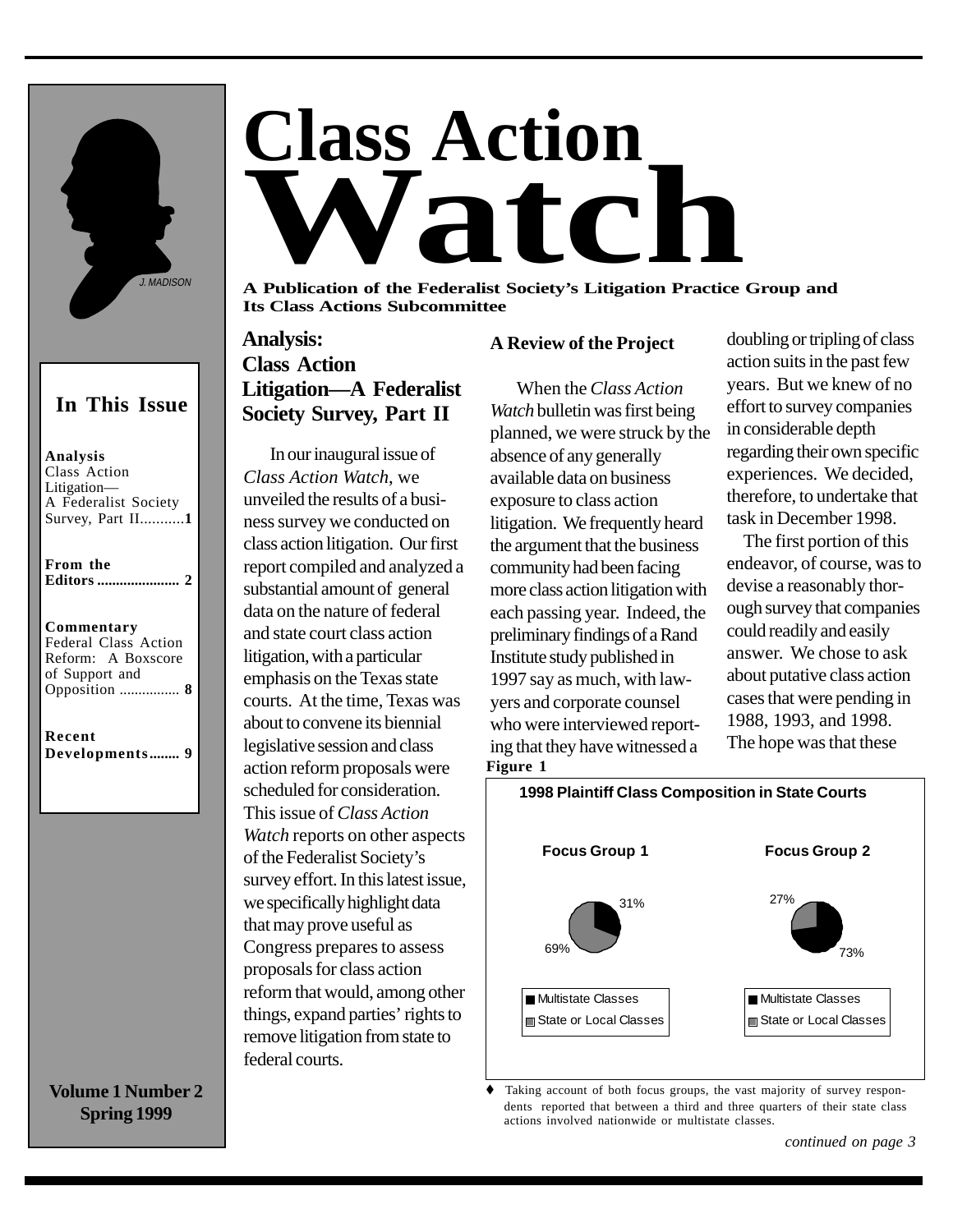# Class Action Watch

**A Publication of the Federalist Society's Litigation Practice Group and Its Class Actions Subcommittee**

J. MADISON

## In This Issue

**Analysis**
Class Action Litigation—A Federalist Society Survey, Part II ........... **1**

**From the Editors** ...................... **2**

**Commentary**
Federal Class Action Reform: A Boxscore of Support and Opposition ................ **8**

**Recent Developments** ........ **9**

**Volume 1 Number 2**
**Spring 1999**

## Analysis: Class Action Litigation—A Federalist Society Survey, Part II

In our inaugural issue of *Class Action Watch*, we unveiled the results of a business survey we conducted on class action litigation. Our first report compiled and analyzed a substantial amount of general data on the nature of federal and state court class action litigation, with a particular emphasis on the Texas state courts. At the time, Texas was about to convene its biennial legislative session and class action reform proposals were scheduled for consideration. This issue of *Class Action Watch* reports on other aspects of the Federalist Society's survey effort. In this latest issue, we specifically highlight data that may prove useful as Congress prepares to assess proposals for class action reform that would, among other things, expand parties' rights to remove litigation from state to federal courts.

### A Review of the Project

When the *Class Action Watch* bulletin was first being planned, we were struck by the absence of any generally available data on business exposure to class action litigation. We frequently heard the argument that the business community had been facing more class action litigation with each passing year. Indeed, the preliminary findings of a Rand Institute study published in 1997 say as much, with lawyers and corporate counsel who were interviewed reporting that they have witnessed a doubling or tripling of class action suits in the past few years. But we knew of no effort to survey companies in considerable depth regarding their own specific experiences. We decided, therefore, to undertake that task in December 1998.

The first portion of this endeavor, of course, was to devise a reasonably thorough survey that companies could readily and easily answer. We chose to ask about putative class action cases that were pending in 1988, 1993, and 1998. The hope was that these

*continued on page 3*

**Figure 1**

**1998 Plaintiff Class Composition in State Courts**

| | Focus Group 1 | Focus Group 2 |
|---|---|---|
| Multistate Classes | 31% | 73% |
| State or Local Classes | 69% | 27% |

♦ Taking account of both focus groups, the vast majority of survey respondents reported that between a third and three quarters of their state class actions involved nationwide or multistate classes.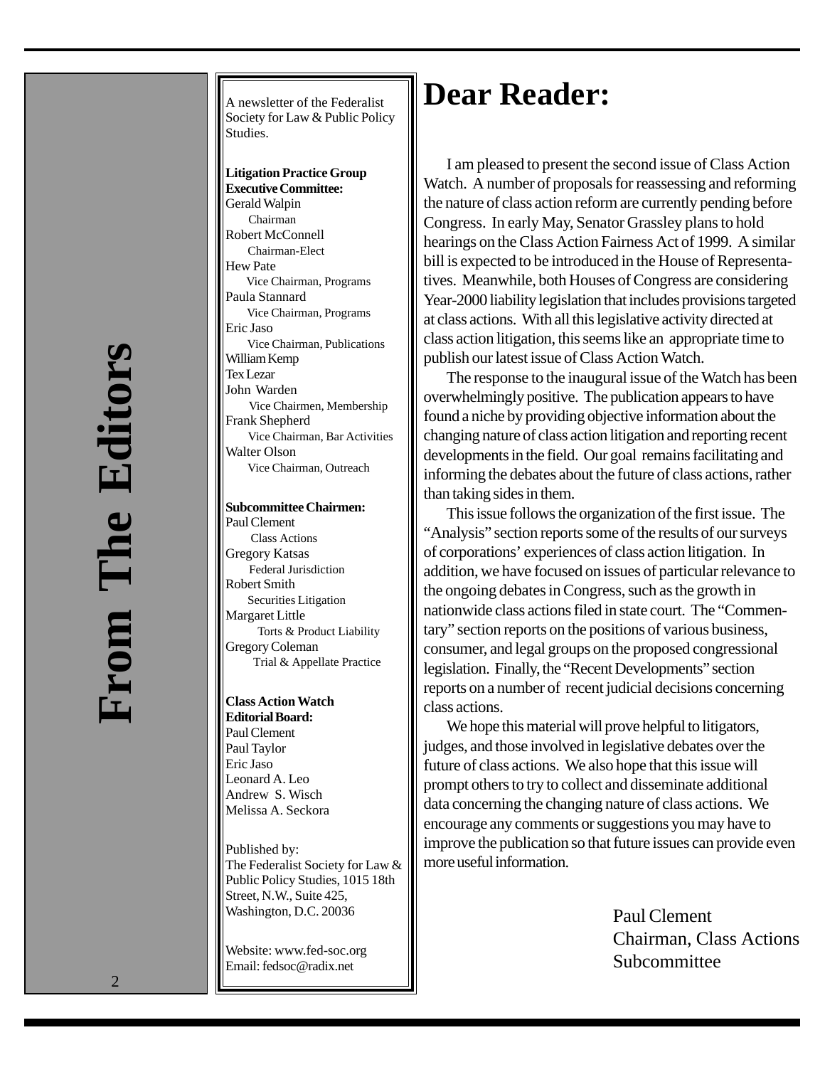# From The Editors

A newsletter of the Federalist Society for Law & Public Policy Studies.

**Litigation Practice Group Executive Committee:**
Gerald Walpin
Chairman
Robert McConnell
Chairman-Elect
Hew Pate
Vice Chairman, Programs
Paula Stannard
Vice Chairman, Programs
Eric Jaso
Vice Chairman, Publications
William Kemp
Tex Lezar
John Warden
Vice Chairmen, Membership
Frank Shepherd
Vice Chairman, Bar Activities
Walter Olson
Vice Chairman, Outreach

**Subcommittee Chairmen:**
Paul Clement
Class Actions
Gregory Katsas
Federal Jurisdiction
Robert Smith
Securities Litigation
Margaret Little
Torts & Product Liability
Gregory Coleman
Trial & Appellate Practice

**Class Action Watch Editorial Board:**
Paul Clement
Paul Taylor
Eric Jaso
Leonard A. Leo
Andrew S. Wisch
Melissa A. Seckora

Published by:
The Federalist Society for Law & Public Policy Studies, 1015 18th Street, N.W., Suite 425, Washington, D.C. 20036

Website: www.fed-soc.org
Email: fedsoc@radix.net

# Dear Reader:

I am pleased to present the second issue of Class Action Watch. A number of proposals for reassessing and reforming the nature of class action reform are currently pending before Congress. In early May, Senator Grassley plans to hold hearings on the Class Action Fairness Act of 1999. A similar bill is expected to be introduced in the House of Representatives. Meanwhile, both Houses of Congress are considering Year-2000 liability legislation that includes provisions targeted at class actions. With all this legislative activity directed at class action litigation, this seems like an appropriate time to publish our latest issue of Class Action Watch.

The response to the inaugural issue of the Watch has been overwhelmingly positive. The publication appears to have found a niche by providing objective information about the changing nature of class action litigation and reporting recent developments in the field. Our goal remains facilitating and informing the debates about the future of class actions, rather than taking sides in them.

This issue follows the organization of the first issue. The "Analysis" section reports some of the results of our surveys of corporations' experiences of class action litigation. In addition, we have focused on issues of particular relevance to the ongoing debates in Congress, such as the growth in nationwide class actions filed in state court. The "Commentary" section reports on the positions of various business, consumer, and legal groups on the proposed congressional legislation. Finally, the "Recent Developments" section reports on a number of recent judicial decisions concerning class actions.

We hope this material will prove helpful to litigators, judges, and those involved in legislative debates over the future of class actions. We also hope that this issue will prompt others to try to collect and disseminate additional data concerning the changing nature of class actions. We encourage any comments or suggestions you may have to improve the publication so that future issues can provide even more useful information.

Paul Clement
Chairman, Class Actions Subcommittee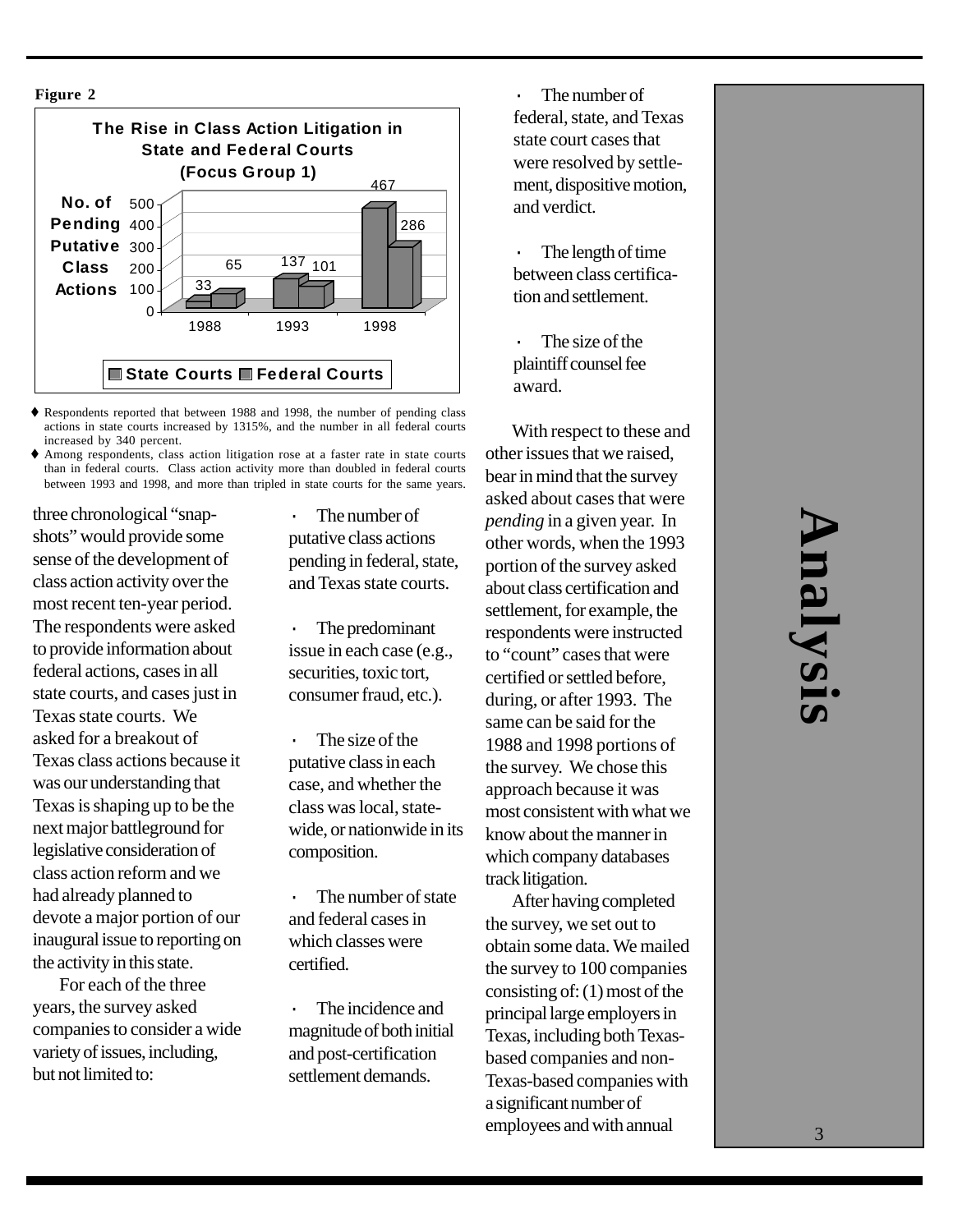**Figure 2**

**The Rise in Class Action Litigation in State and Federal Courts (Focus Group 1)**

| No. of Pending Putative Class Actions | State Courts | Federal Courts |
| --- | --- | --- |
| 1988 | 33 | 65 |
| 1993 | 137 | 101 |
| 1998 | 467 | 286 |

- ♦ Respondents reported that between 1988 and 1998, the number of pending class actions in state courts increased by 1315%, and the number in all federal courts increased by 340 percent.
- ♦ Among respondents, class action litigation rose at a faster rate in state courts than in federal courts. Class action activity more than doubled in federal courts between 1993 and 1998, and more than tripled in state courts for the same years.

three chronological "snapshots" would provide some sense of the development of class action activity over the most recent ten-year period. The respondents were asked to provide information about federal actions, cases in all state courts, and cases just in Texas state courts. We asked for a breakout of Texas class actions because it was our understanding that Texas is shaping up to be the next major battleground for legislative consideration of class action reform and we had already planned to devote a major portion of our inaugural issue to reporting on the activity in this state.

For each of the three years, the survey asked companies to consider a wide variety of issues, including, but not limited to:

- The number of putative class actions pending in federal, state, and Texas state courts.
- The predominant issue in each case (e.g., securities, toxic tort, consumer fraud, etc.).
- The size of the putative class in each case, and whether the class was local, statewide, or nationwide in its composition.
- The number of state and federal cases in which classes were certified.
- The incidence and magnitude of both initial and post-certification settlement demands.
- The number of federal, state, and Texas state court cases that were resolved by settlement, dispositive motion, and verdict.
- The length of time between class certification and settlement.
- The size of the plaintiff counsel fee award.

With respect to these and other issues that we raised, bear in mind that the survey asked about cases that were *pending* in a given year. In other words, when the 1993 portion of the survey asked about class certification and settlement, for example, the respondents were instructed to "count" cases that were certified or settled before, during, or after 1993. The same can be said for the 1988 and 1998 portions of the survey. We chose this approach because it was most consistent with what we know about the manner in which company databases track litigation.

After having completed the survey, we set out to obtain some data. We mailed the survey to 100 companies consisting of: (1) most of the principal large employers in Texas, including both Texas-based companies and non-Texas-based companies with a significant number of employees and with annual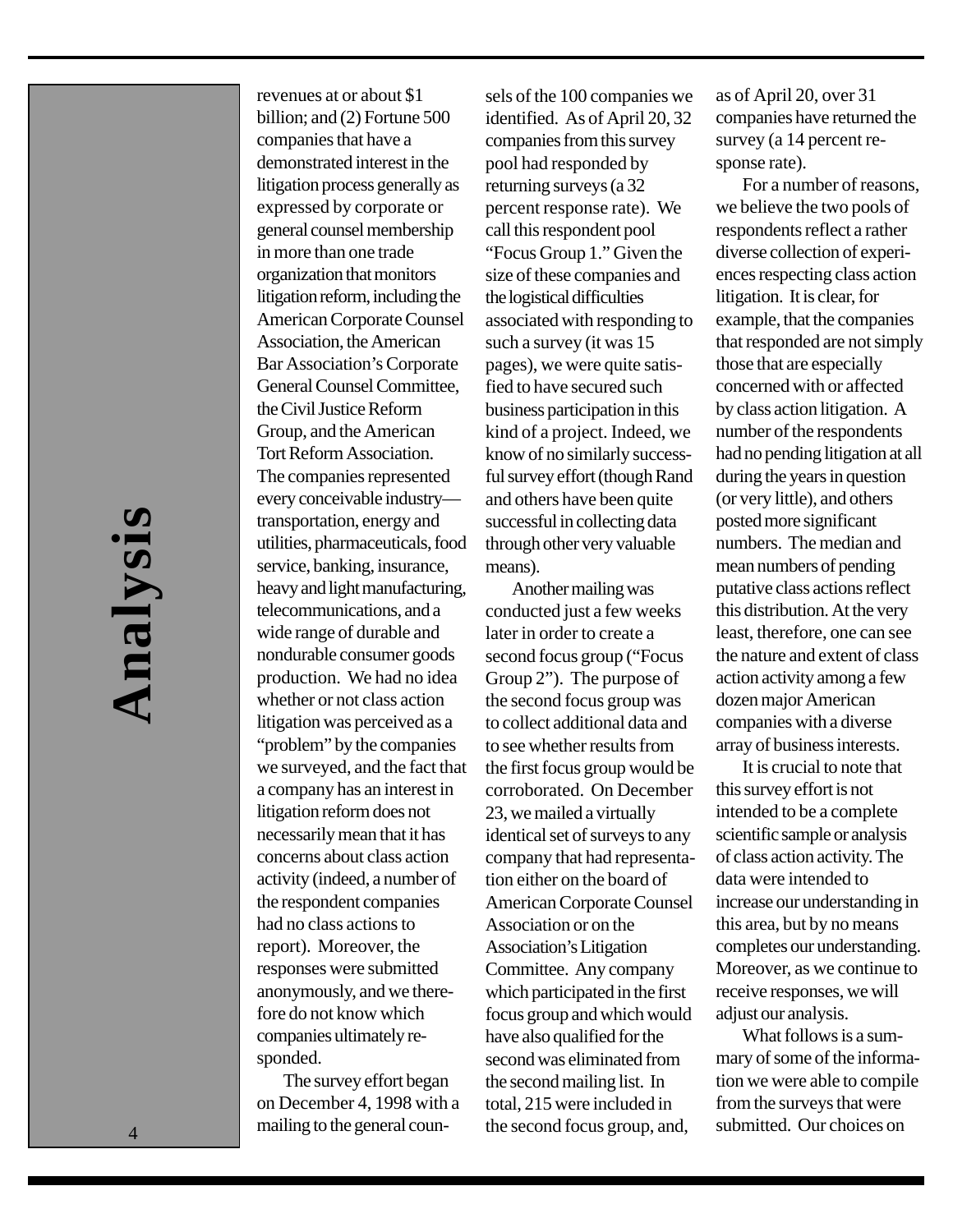revenues at or about $1 billion; and (2) Fortune 500 companies that have a demonstrated interest in the litigation process generally as expressed by corporate or general counsel membership in more than one trade organization that monitors litigation reform, including the American Corporate Counsel Association, the American Bar Association's Corporate General Counsel Committee, the Civil Justice Reform Group, and the American Tort Reform Association. The companies represented every conceivable industry—transportation, energy and utilities, pharmaceuticals, food service, banking, insurance, heavy and light manufacturing, telecommunications, and a wide range of durable and nondurable consumer goods production. We had no idea whether or not class action litigation was perceived as a "problem" by the companies we surveyed, and the fact that a company has an interest in litigation reform does not necessarily mean that it has concerns about class action activity (indeed, a number of the respondent companies had no class actions to report). Moreover, the responses were submitted anonymously, and we therefore do not know which companies ultimately responded.

The survey effort began on December 4, 1998 with a mailing to the general counsels of the 100 companies we identified. As of April 20, 32 companies from this survey pool had responded by returning surveys (a 32 percent response rate). We call this respondent pool "Focus Group 1." Given the size of these companies and the logistical difficulties associated with responding to such a survey (it was 15 pages), we were quite satisfied to have secured such business participation in this kind of a project. Indeed, we know of no similarly successful survey effort (though Rand and others have been quite successful in collecting data through other very valuable means).

Another mailing was conducted just a few weeks later in order to create a second focus group ("Focus Group 2"). The purpose of the second focus group was to collect additional data and to see whether results from the first focus group would be corroborated. On December 23, we mailed a virtually identical set of surveys to any company that had representation either on the board of American Corporate Counsel Association or on the Association's Litigation Committee. Any company which participated in the first focus group and which would have also qualified for the second was eliminated from the second mailing list. In total, 215 were included in the second focus group, and, as of April 20, over 31 companies have returned the survey (a 14 percent response rate).

For a number of reasons, we believe the two pools of respondents reflect a rather diverse collection of experiences respecting class action litigation. It is clear, for example, that the companies that responded are not simply those that are especially concerned with or affected by class action litigation. A number of the respondents had no pending litigation at all during the years in question (or very little), and others posted more significant numbers. The median and mean numbers of pending putative class actions reflect this distribution. At the very least, therefore, one can see the nature and extent of class action activity among a few dozen major American companies with a diverse array of business interests.

It is crucial to note that this survey effort is not intended to be a complete scientific sample or analysis of class action activity. The data were intended to increase our understanding in this area, but by no means completes our understanding. Moreover, as we continue to receive responses, we will adjust our analysis.

What follows is a summary of some of the information we were able to compile from the surveys that were submitted. Our choices on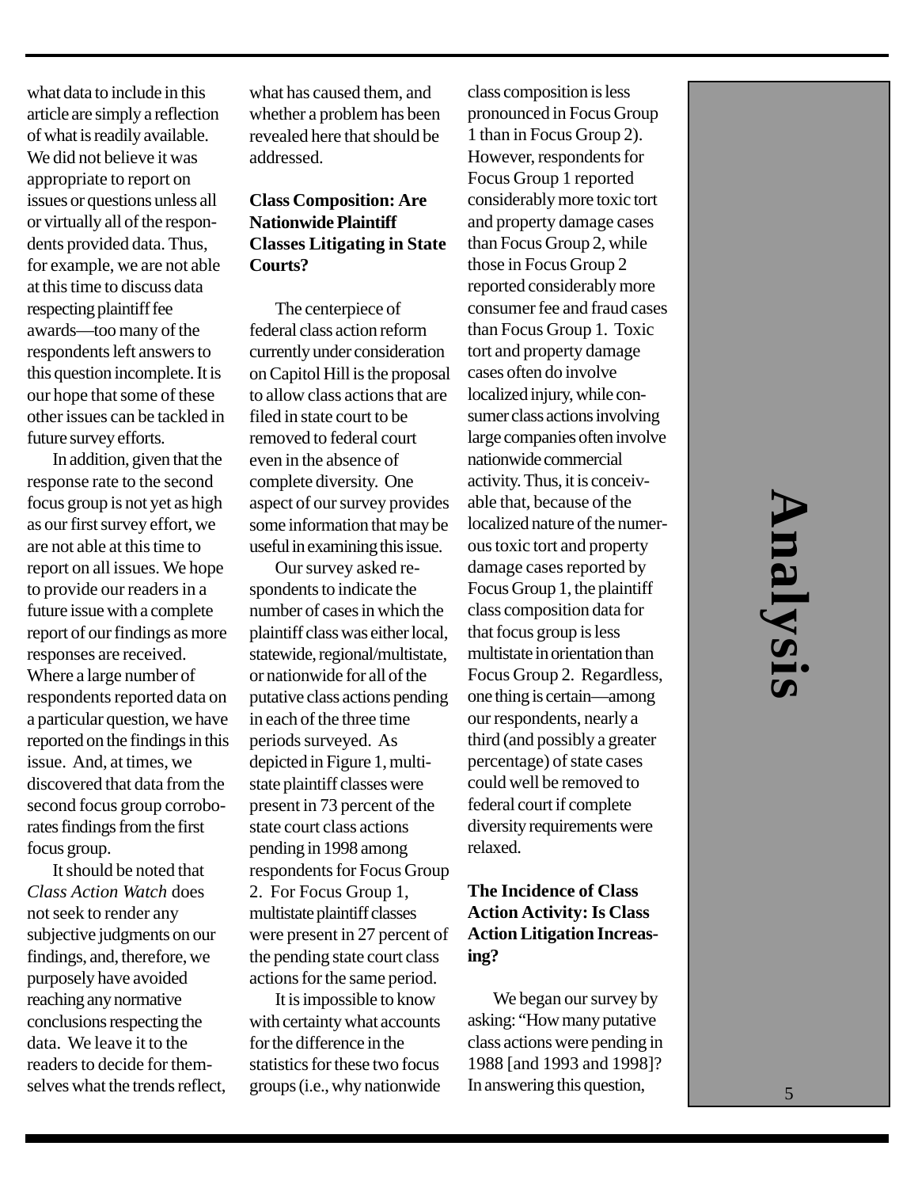what data to include in this article are simply a reflection of what is readily available. We did not believe it was appropriate to report on issues or questions unless all or virtually all of the respondents provided data. Thus, for example, we are not able at this time to discuss data respecting plaintiff fee awards—too many of the respondents left answers to this question incomplete. It is our hope that some of these other issues can be tackled in future survey efforts.

In addition, given that the response rate to the second focus group is not yet as high as our first survey effort, we are not able at this time to report on all issues. We hope to provide our readers in a future issue with a complete report of our findings as more responses are received. Where a large number of respondents reported data on a particular question, we have reported on the findings in this issue. And, at times, we discovered that data from the second focus group corroborates findings from the first focus group.

It should be noted that *Class Action Watch* does not seek to render any subjective judgments on our findings, and, therefore, we purposely have avoided reaching any normative conclusions respecting the data. We leave it to the readers to decide for themselves what the trends reflect, what has caused them, and whether a problem has been revealed here that should be addressed.

### Class Composition: Are Nationwide Plaintiff Classes Litigating in State Courts?

The centerpiece of federal class action reform currently under consideration on Capitol Hill is the proposal to allow class actions that are filed in state court to be removed to federal court even in the absence of complete diversity. One aspect of our survey provides some information that may be useful in examining this issue.

Our survey asked respondents to indicate the number of cases in which the plaintiff class was either local, statewide, regional/multistate, or nationwide for all of the putative class actions pending in each of the three time periods surveyed. As depicted in Figure 1, multistate plaintiff classes were present in 73 percent of the state court class actions pending in 1998 among respondents for Focus Group 2. For Focus Group 1, multistate plaintiff classes were present in 27 percent of the pending state court class actions for the same period.

It is impossible to know with certainty what accounts for the difference in the statistics for these two focus groups (i.e., why nationwide class composition is less pronounced in Focus Group 1 than in Focus Group 2). However, respondents for Focus Group 1 reported considerably more toxic tort and property damage cases than Focus Group 2, while those in Focus Group 2 reported considerably more consumer fee and fraud cases than Focus Group 1. Toxic tort and property damage cases often do involve localized injury, while consumer class actions involving large companies often involve nationwide commercial activity. Thus, it is conceivable that, because of the localized nature of the numerous toxic tort and property damage cases reported by Focus Group 1, the plaintiff class composition data for that focus group is less multistate in orientation than Focus Group 2. Regardless, one thing is certain—among our respondents, nearly a third (and possibly a greater percentage) of state cases could well be removed to federal court if complete diversity requirements were relaxed.

### The Incidence of Class Action Activity: Is Class Action Litigation Increasing?

We began our survey by asking: "How many putative class actions were pending in 1988 [and 1993 and 1998]? In answering this question,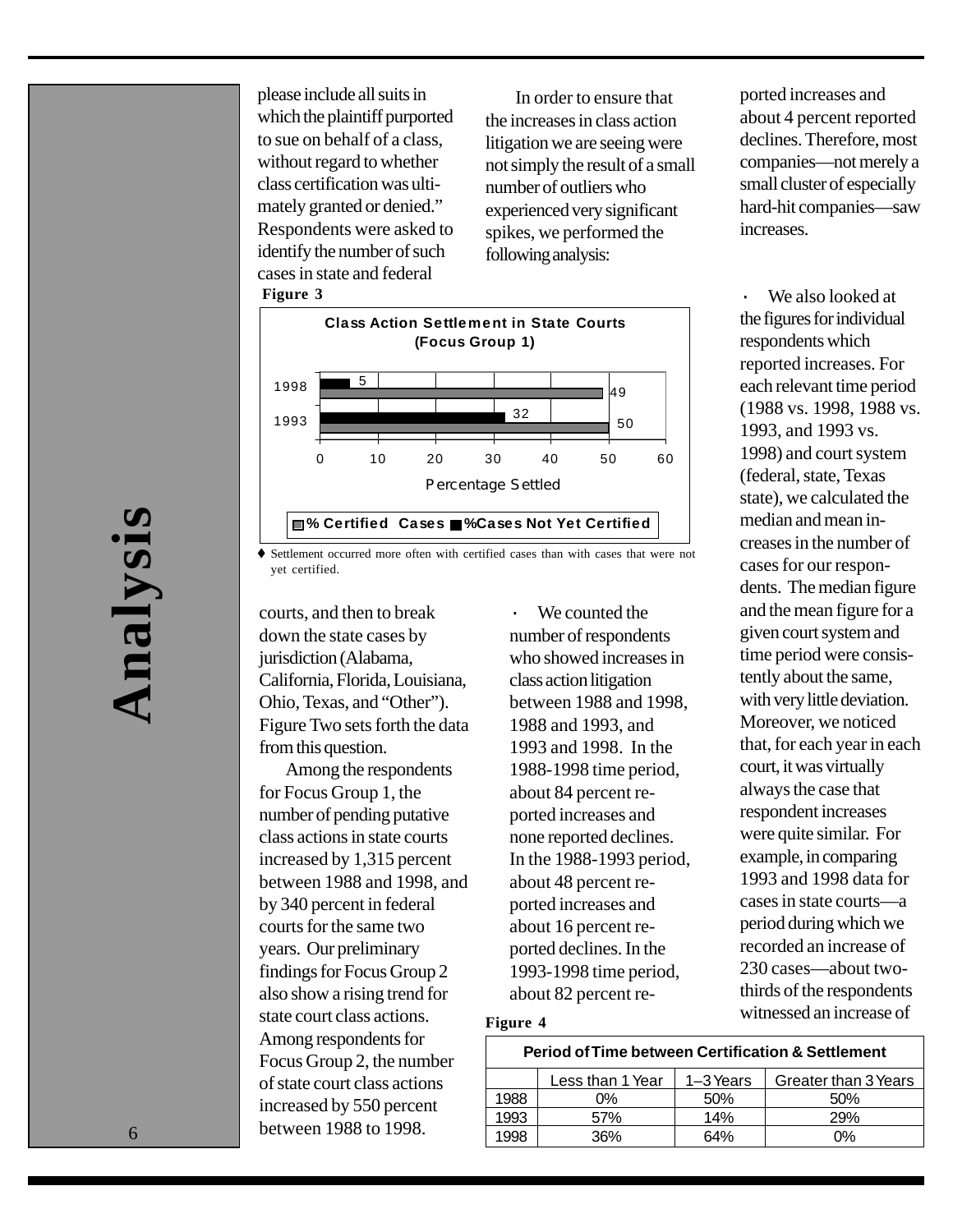please include all suits in which the plaintiff purported to sue on behalf of a class, without regard to whether class certification was ultimately granted or denied." Respondents were asked to identify the number of such cases in state and federal courts, and then to break down the state cases by jurisdiction (Alabama, California, Florida, Louisiana, Ohio, Texas, and "Other"). Figure Two sets forth the data from this question.

**Figure 3**

**Class Action Settlement in State Courts (Focus Group 1)**

| Year | % Certified Cases | %Cases Not Yet Certified |
|---|---|---|
| 1998 | 49 | 5 |
| 1993 | 50 | 32 |

Percentage Settled

♦ Settlement occurred more often with certified cases than with cases that were not yet certified.

Among the respondents for Focus Group 1, the number of pending putative class actions in state courts increased by 1,315 percent between 1988 and 1998, and by 340 percent in federal courts for the same two years. Our preliminary findings for Focus Group 2 also show a rising trend for state court class actions. Among respondents for Focus Group 2, the number of state court class actions increased by 550 percent between 1988 to 1998.

In order to ensure that the increases in class action litigation we are seeing were not simply the result of a small number of outliers who experienced very significant spikes, we performed the following analysis:

- We counted the number of respondents who showed increases in class action litigation between 1988 and 1998, 1988 and 1993, and 1993 and 1998. In the 1988-1998 time period, about 84 percent reported increases and none reported declines. In the 1988-1993 period, about 48 percent reported increases and about 16 percent reported declines. In the 1993-1998 time period, about 82 percent reported increases and about 4 percent reported declines. Therefore, most companies—not merely a small cluster of especially hard-hit companies—saw increases.

- We also looked at the figures for individual respondents which reported increases. For each relevant time period (1988 vs. 1998, 1988 vs. 1993, and 1993 vs. 1998) and court system (federal, state, Texas state), we calculated the median and mean increases in the number of cases for our respondents. The median figure and the mean figure for a given court system and time period were consistently about the same, with very little deviation. Moreover, we noticed that, for each year in each court, it was virtually always the case that respondent increases were quite similar. For example, in comparing 1993 and 1998 data for cases in state courts—a period during which we recorded an increase of 230 cases—about two-thirds of the respondents witnessed an increase of

**Figure 4**

**Period of Time between Certification & Settlement**

| | Less than 1 Year | 1–3 Years | Greater than 3 Years |
|---|---|---|---|
| 1988 | 0% | 50% | 50% |
| 1993 | 57% | 14% | 29% |
| 1998 | 36% | 64% | 0% |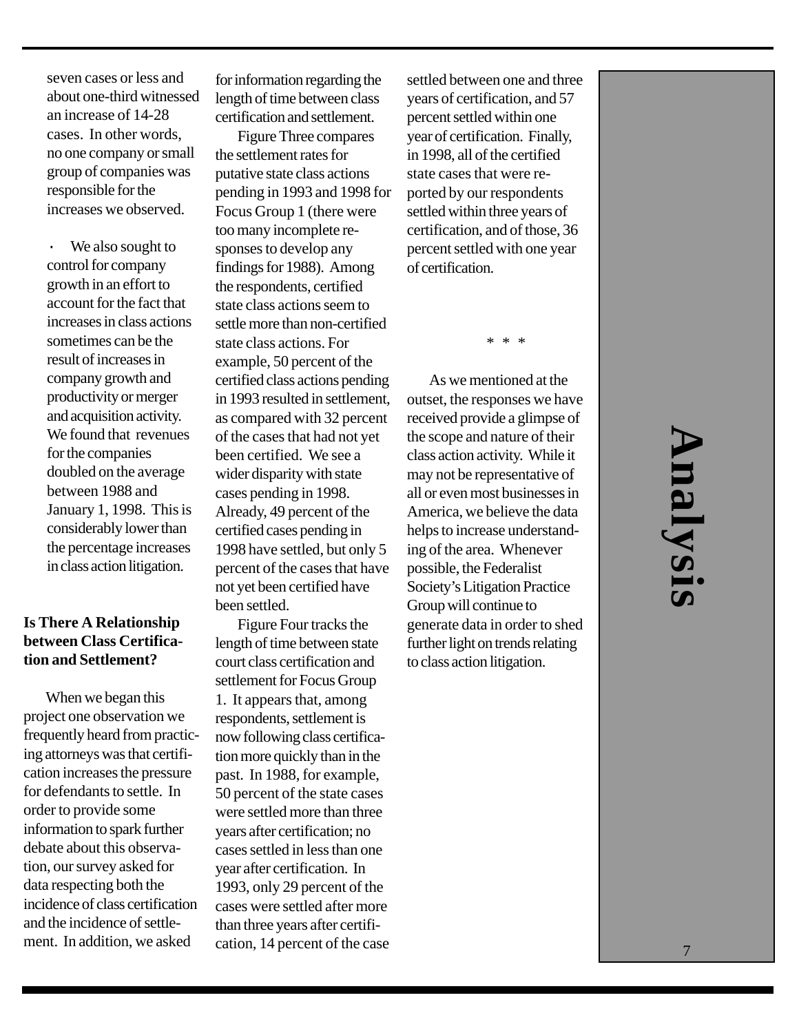seven cases or less and about one-third witnessed an increase of 14-28 cases. In other words, no one company or small group of companies was responsible for the increases we observed.

- We also sought to control for company growth in an effort to account for the fact that increases in class actions sometimes can be the result of increases in company growth and productivity or merger and acquisition activity. We found that revenues for the companies doubled on the average between 1988 and January 1, 1998. This is considerably lower than the percentage increases in class action litigation.

**Is There A Relationship between Class Certification and Settlement?**

When we began this project one observation we frequently heard from practicing attorneys was that certification increases the pressure for defendants to settle. In order to provide some information to spark further debate about this observation, our survey asked for data respecting both the incidence of class certification and the incidence of settlement. In addition, we asked for information regarding the length of time between class certification and settlement.

Figure Three compares the settlement rates for putative state class actions pending in 1993 and 1998 for Focus Group 1 (there were too many incomplete responses to develop any findings for 1988). Among the respondents, certified state class actions seem to settle more than non-certified state class actions. For example, 50 percent of the certified class actions pending in 1993 resulted in settlement, as compared with 32 percent of the cases that had not yet been certified. We see a wider disparity with state cases pending in 1998. Already, 49 percent of the certified cases pending in 1998 have settled, but only 5 percent of the cases that have not yet been certified have been settled.

Figure Four tracks the length of time between state court class certification and settlement for Focus Group 1. It appears that, among respondents, settlement is now following class certification more quickly than in the past. In 1988, for example, 50 percent of the state cases were settled more than three years after certification; no cases settled in less than one year after certification. In 1993, only 29 percent of the cases were settled after more than three years after certification, 14 percent of the case settled between one and three years of certification, and 57 percent settled within one year of certification. Finally, in 1998, all of the certified state cases that were reported by our respondents settled within three years of certification, and of those, 36 percent settled with one year of certification.

\* \* \*

As we mentioned at the outset, the responses we have received provide a glimpse of the scope and nature of their class action activity. While it may not be representative of all or even most businesses in America, we believe the data helps to increase understanding of the area. Whenever possible, the Federalist Society's Litigation Practice Group will continue to generate data in order to shed further light on trends relating to class action litigation.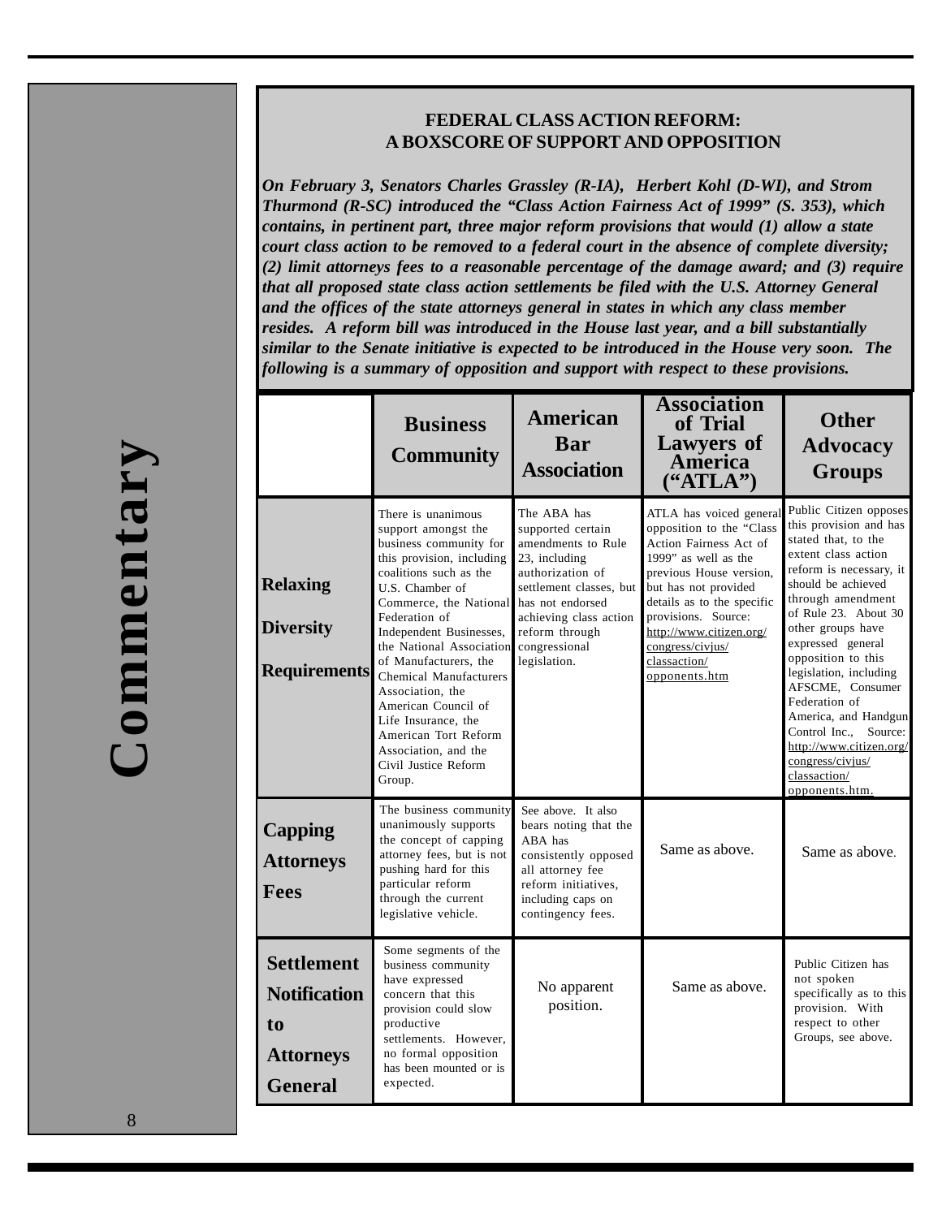Commentary

## FEDERAL CLASS ACTION REFORM: A BOXSCORE OF SUPPORT AND OPPOSITION

***On February 3, Senators Charles Grassley (R-IA), Herbert Kohl (D-WI), and Strom Thurmond (R-SC) introduced the "Class Action Fairness Act of 1999" (S. 353), which contains, in pertinent part, three major reform provisions that would (1) allow a state court class action to be removed to a federal court in the absence of complete diversity; (2) limit attorneys fees to a reasonable percentage of the damage award; and (3) require that all proposed state class action settlements be filed with the U.S. Attorney General and the offices of the state attorneys general in states in which any class member resides. A reform bill was introduced in the House last year, and a bill substantially similar to the Senate initiative is expected to be introduced in the House very soon. The following is a summary of opposition and support with respect to these provisions.***

| | Business Community | American Bar Association | Association of Trial Lawyers of America ("ATLA") | Other Advocacy Groups |
|---|---|---|---|---|
| **Relaxing Diversity Requirements** | There is unanimous support amongst the business community for this provision, including coalitions such as the U.S. Chamber of Commerce, the National Federation of Independent Businesses, the National Association of Manufacturers, the Chemical Manufacturers Association, the American Council of Life Insurance, the American Tort Reform Association, and the Civil Justice Reform Group. | The ABA has supported certain amendments to Rule 23, including authorization of settlement classes, but has not endorsed achieving class action reform through congressional legislation. | ATLA has voiced general opposition to the "Class Action Fairness Act of 1999" as well as the previous House version, but has not provided details as to the specific provisions. Source: http://www.citizen.org/congress/civjus/classaction/opponents.htm | Public Citizen opposes this provision and has stated that, to the extent class action reform is necessary, it should be achieved through amendment of Rule 23. About 30 other groups have expressed general opposition to this legislation, including AFSCME, Consumer Federation of America, and Handgun Control Inc., Source: http://www.citizen.org/congress/civjus/classaction/opponents.htm. |
| **Capping Attorneys Fees** | The business community unanimously supports the concept of capping attorney fees, but is not pushing hard for this particular reform through the current legislative vehicle. | See above. It also bears noting that the ABA has consistently opposed all attorney fee reform initiatives, including caps on contingency fees. | Same as above. | Same as above. |
| **Settlement Notification to Attorneys General** | Some segments of the business community have expressed concern that this provision could slow productive settlements. However, no formal opposition has been mounted or is expected. | No apparent position. | Same as above. | Public Citizen has not spoken specifically as to this provision. With respect to other Groups, see above. |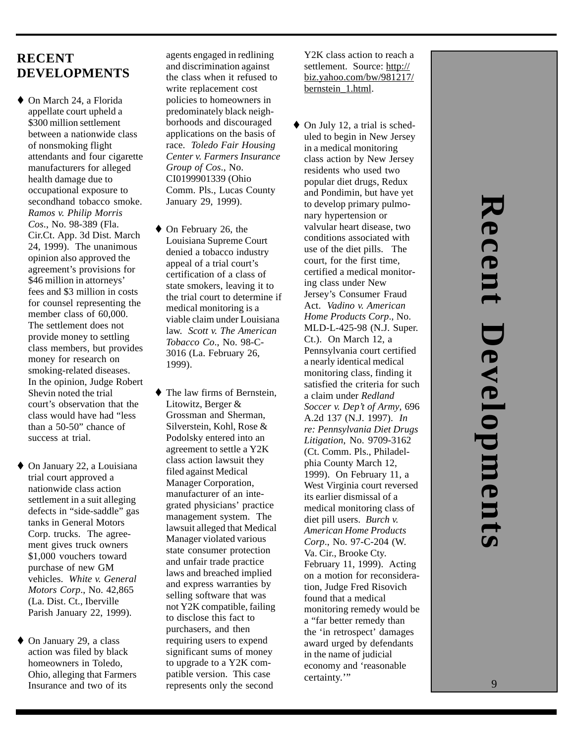## RECENT DEVELOPMENTS

- On March 24, a Florida appellate court upheld a $300 million settlement between a nationwide class of nonsmoking flight attendants and four cigarette manufacturers for alleged health damage due to occupational exposure to secondhand tobacco smoke. *Ramos v. Philip Morris Cos*., No. 98-389 (Fla. Cir.Ct. App. 3d Dist. March 24, 1999). The unanimous opinion also approved the agreement's provisions for $46 million in attorneys' fees and $3 million in costs for counsel representing the member class of 60,000. The settlement does not provide money to settling class members, but provides money for research on smoking-related diseases. In the opinion, Judge Robert Shevin noted the trial court's observation that the class would have had "less than a 50-50" chance of success at trial.

- On January 22, a Louisiana trial court approved a nationwide class action settlement in a suit alleging defects in "side-saddle" gas tanks in General Motors Corp. trucks. The agreement gives truck owners $1,000 vouchers toward purchase of new GM vehicles. *White v. General Motors Corp*., No. 42,865 (La. Dist. Ct., Iberville Parish January 22, 1999).

- On January 29, a class action was filed by black homeowners in Toledo, Ohio, alleging that Farmers Insurance and two of its agents engaged in redlining and discrimination against the class when it refused to write replacement cost policies to homeowners in predominately black neighborhoods and discouraged applications on the basis of race. *Toledo Fair Housing Center v. Farmers Insurance Group of Cos*., No. CI0199901339 (Ohio Comm. Pls., Lucas County January 29, 1999).

- On February 26, the Louisiana Supreme Court denied a tobacco industry appeal of a trial court's certification of a class of state smokers, leaving it to the trial court to determine if medical monitoring is a viable claim under Louisiana law. *Scott v. The American Tobacco Co*., No. 98-C-3016 (La. February 26, 1999).

- The law firms of Bernstein, Litowitz, Berger & Grossman and Sherman, Silverstein, Kohl, Rose & Podolsky entered into an agreement to settle a Y2K class action lawsuit they filed against Medical Manager Corporation, manufacturer of an integrated physicians' practice management system. The lawsuit alleged that Medical Manager violated various state consumer protection and unfair trade practice laws and breached implied and express warranties by selling software that was not Y2K compatible, failing to disclose this fact to purchasers, and then requiring users to expend significant sums of money to upgrade to a Y2K compatible version. This case represents only the second Y2K class action to reach a settlement. Source: http://biz.yahoo.com/bw/981217/bernstein_1.html.

- On July 12, a trial is scheduled to begin in New Jersey in a medical monitoring class action by New Jersey residents who used two popular diet drugs, Redux and Pondimin, but have yet to develop primary pulmonary hypertension or valvular heart disease, two conditions associated with use of the diet pills. The court, for the first time, certified a medical monitoring class under New Jersey's Consumer Fraud Act. *Vadino v. American Home Products Corp*., No. MLD-L-425-98 (N.J. Super. Ct.). On March 12, a Pennsylvania court certified a nearly identical medical monitoring class, finding it satisfied the criteria for such a claim under *Redland Soccer v. Dep't of Army*, 696 A.2d 137 (N.J. 1997). *In re: Pennsylvania Diet Drugs Litigation*, No. 9709-3162 (Ct. Comm. Pls., Philadelphia County March 12, 1999). On February 11, a West Virginia court reversed its earlier dismissal of a medical monitoring class of diet pill users. *Burch v. American Home Products Corp*., No. 97-C-204 (W. Va. Cir., Brooke Cty. February 11, 1999). Acting on a motion for reconsideration, Judge Fred Risovich found that a medical monitoring remedy would be a "far better remedy than the 'in retrospect' damages award urged by defendants in the name of judicial economy and 'reasonable certainty.'"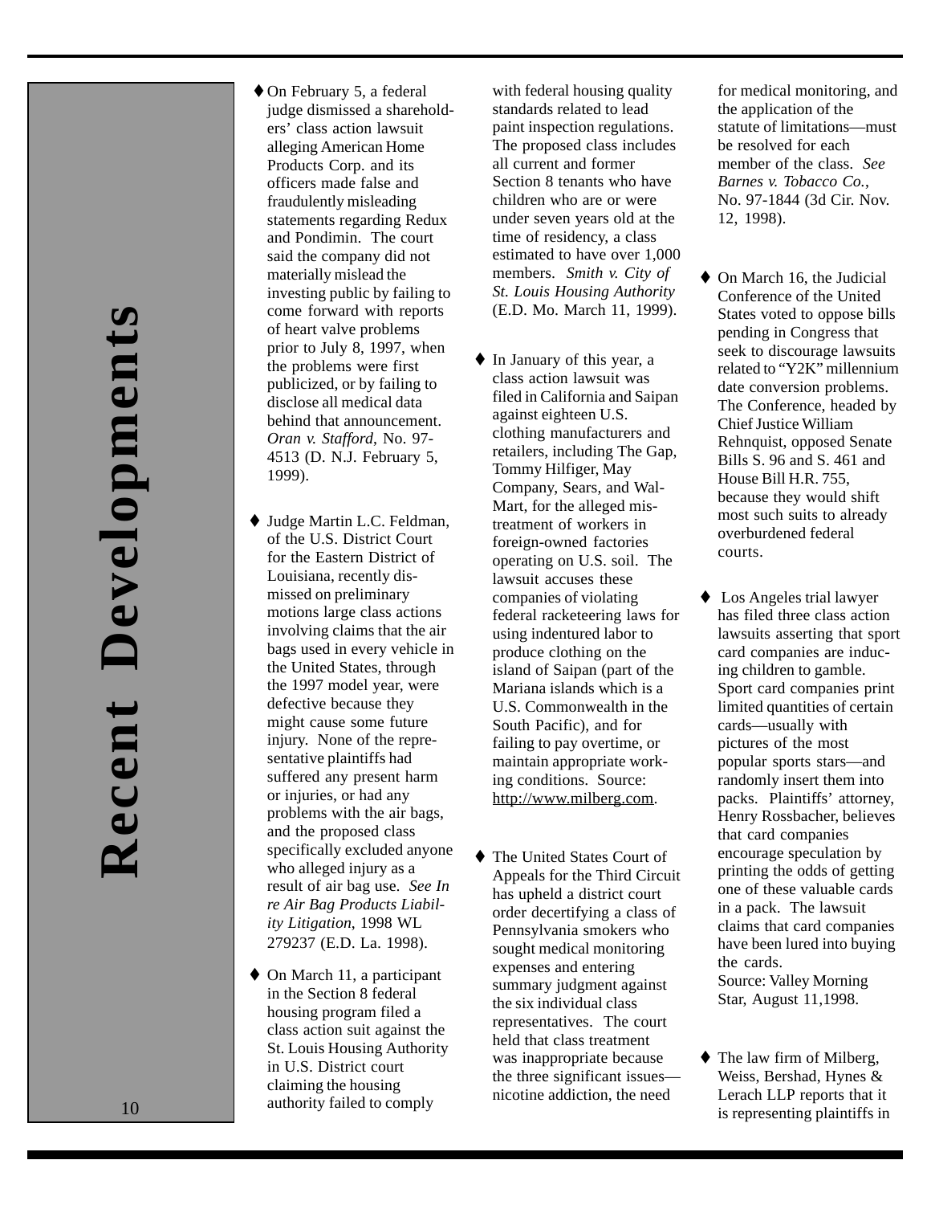# Recent Developments

- On February 5, a federal judge dismissed a shareholders' class action lawsuit alleging American Home Products Corp. and its officers made false and fraudulently misleading statements regarding Redux and Pondimin. The court said the company did not materially mislead the investing public by failing to come forward with reports of heart valve problems prior to July 8, 1997, when the problems were first publicized, or by failing to disclose all medical data behind that announcement. *Oran v. Stafford*, No. 97-4513 (D. N.J. February 5, 1999).

- Judge Martin L.C. Feldman, of the U.S. District Court for the Eastern District of Louisiana, recently dismissed on preliminary motions large class actions involving claims that the air bags used in every vehicle in the United States, through the 1997 model year, were defective because they might cause some future injury. None of the representative plaintiffs had suffered any present harm or injuries, or had any problems with the air bags, and the proposed class specifically excluded anyone who alleged injury as a result of air bag use. *See In re Air Bag Products Liability Litigation*, 1998 WL 279237 (E.D. La. 1998).

- On March 11, a participant in the Section 8 federal housing program filed a class action suit against the St. Louis Housing Authority in U.S. District court claiming the housing authority failed to comply with federal housing quality standards related to lead paint inspection regulations. The proposed class includes all current and former Section 8 tenants who have children who are or were under seven years old at the time of residency, a class estimated to have over 1,000 members. *Smith v. City of St. Louis Housing Authority* (E.D. Mo. March 11, 1999).

- In January of this year, a class action lawsuit was filed in California and Saipan against eighteen U.S. clothing manufacturers and retailers, including The Gap, Tommy Hilfiger, May Company, Sears, and Wal-Mart, for the alleged mistreatment of workers in foreign-owned factories operating on U.S. soil. The lawsuit accuses these companies of violating federal racketeering laws for using indentured labor to produce clothing on the island of Saipan (part of the Mariana islands which is a U.S. Commonwealth in the South Pacific), and for failing to pay overtime, or maintain appropriate working conditions. Source: http://www.milberg.com.

- The United States Court of Appeals for the Third Circuit has upheld a district court order decertifying a class of Pennsylvania smokers who sought medical monitoring expenses and entering summary judgment against the six individual class representatives. The court held that class treatment was inappropriate because the three significant issues—nicotine addiction, the need for medical monitoring, and the application of the statute of limitations—must be resolved for each member of the class. *See Barnes v. Tobacco Co.*, No. 97-1844 (3d Cir. Nov. 12, 1998).

- On March 16, the Judicial Conference of the United States voted to oppose bills pending in Congress that seek to discourage lawsuits related to "Y2K" millennium date conversion problems. The Conference, headed by Chief Justice William Rehnquist, opposed Senate Bills S. 96 and S. 461 and House Bill H.R. 755, because they would shift most such suits to already overburdened federal courts.

- Los Angeles trial lawyer has filed three class action lawsuits asserting that sport card companies are inducing children to gamble. Sport card companies print limited quantities of certain cards—usually with pictures of the most popular sports stars—and randomly insert them into packs. Plaintiffs' attorney, Henry Rossbacher, believes that card companies encourage speculation by printing the odds of getting one of these valuable cards in a pack. The lawsuit claims that card companies have been lured into buying the cards.
  Source: Valley Morning Star, August 11,1998.

- The law firm of Milberg, Weiss, Bershad, Hynes & Lerach LLP reports that it is representing plaintiffs in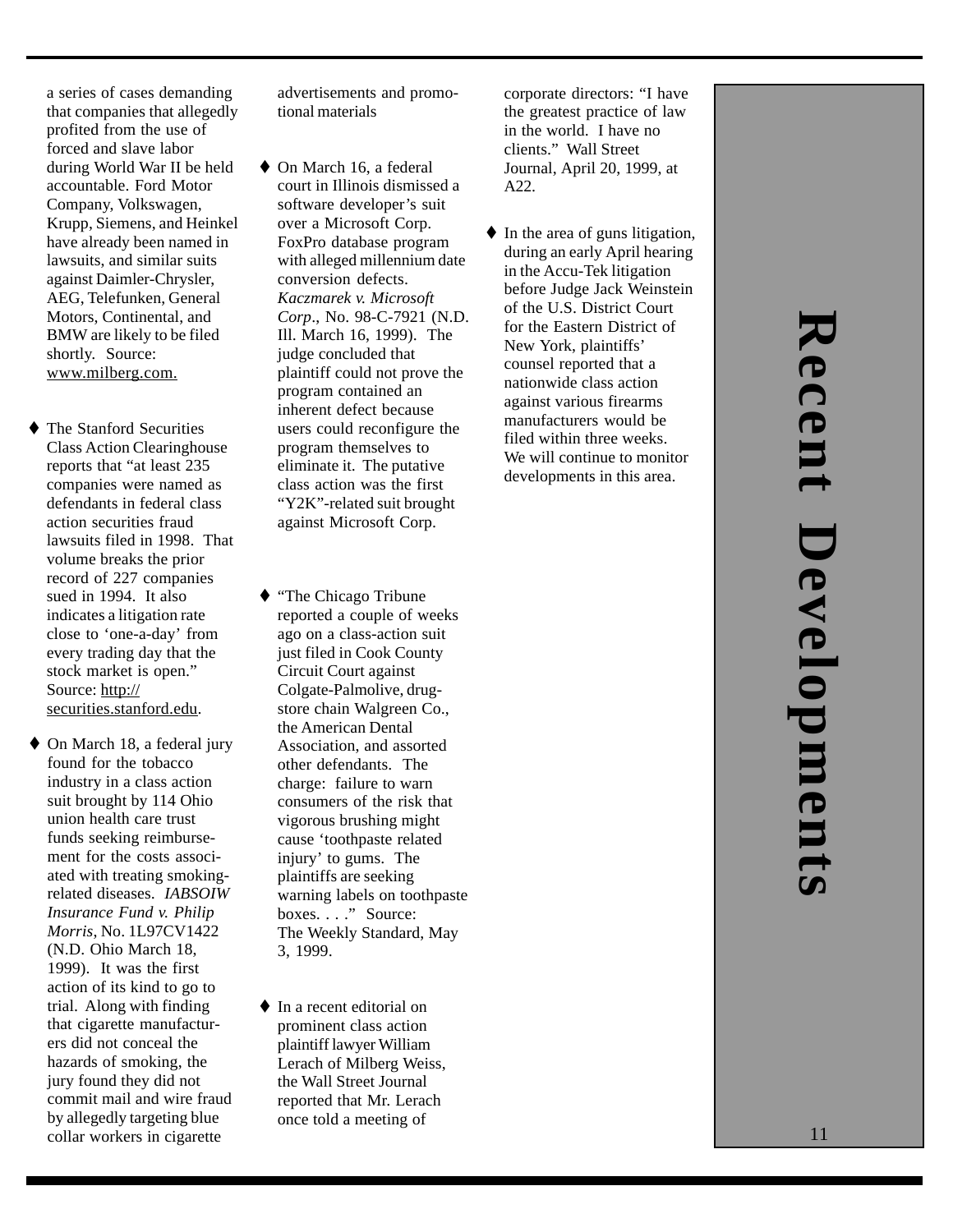a series of cases demanding that companies that allegedly profited from the use of forced and slave labor during World War II be held accountable. Ford Motor Company, Volkswagen, Krupp, Siemens, and Heinkel have already been named in lawsuits, and similar suits against Daimler-Chrysler, AEG, Telefunken, General Motors, Continental, and BMW are likely to be filed shortly. Source: www.milberg.com.

- The Stanford Securities Class Action Clearinghouse reports that "at least 235 companies were named as defendants in federal class action securities fraud lawsuits filed in 1998. That volume breaks the prior record of 227 companies sued in 1994. It also indicates a litigation rate close to 'one-a-day' from every trading day that the stock market is open." Source: http://securities.stanford.edu.

- On March 18, a federal jury found for the tobacco industry in a class action suit brought by 114 Ohio union health care trust funds seeking reimbursement for the costs associated with treating smoking-related diseases. *IABSOIW Insurance Fund v. Philip Morris*, No. 1L97CV1422 (N.D. Ohio March 18, 1999). It was the first action of its kind to go to trial. Along with finding that cigarette manufacturers did not conceal the hazards of smoking, the jury found they did not commit mail and wire fraud by allegedly targeting blue collar workers in cigarette advertisements and promotional materials

- On March 16, a federal court in Illinois dismissed a software developer's suit over a Microsoft Corp. FoxPro database program with alleged millennium date conversion defects. *Kaczmarek v. Microsoft Corp*., No. 98-C-7921 (N.D. Ill. March 16, 1999). The judge concluded that plaintiff could not prove the program contained an inherent defect because users could reconfigure the program themselves to eliminate it. The putative class action was the first "Y2K"-related suit brought against Microsoft Corp.

- "The Chicago Tribune reported a couple of weeks ago on a class-action suit just filed in Cook County Circuit Court against Colgate-Palmolive, drug-store chain Walgreen Co., the American Dental Association, and assorted other defendants. The charge: failure to warn consumers of the risk that vigorous brushing might cause 'toothpaste related injury' to gums. The plaintiffs are seeking warning labels on toothpaste boxes. . . ." Source: The Weekly Standard, May 3, 1999.

- In a recent editorial on prominent class action plaintiff lawyer William Lerach of Milberg Weiss, the Wall Street Journal reported that Mr. Lerach once told a meeting of corporate directors: "I have the greatest practice of law in the world. I have no clients." Wall Street Journal, April 20, 1999, at A22.

- In the area of guns litigation, during an early April hearing in the Accu-Tek litigation before Judge Jack Weinstein of the U.S. District Court for the Eastern District of New York, plaintiffs' counsel reported that a nationwide class action against various firearms manufacturers would be filed within three weeks. We will continue to monitor developments in this area.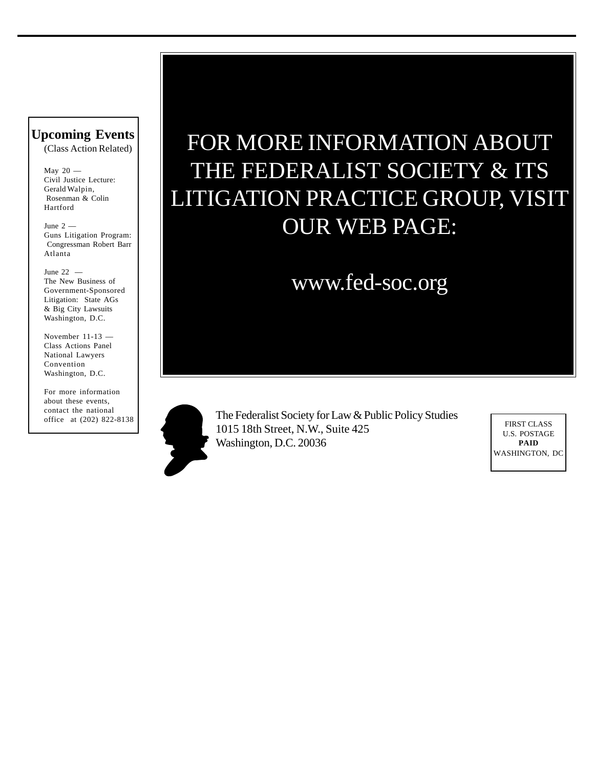## Upcoming Events

(Class Action Related)

May 20 —
Civil Justice Lecture:
Gerald Walpin,
Rosenman & Colin
Hartford

June 2 —
Guns Litigation Program:
Congressman Robert Barr
Atlanta

June 22 —
The New Business of Government-Sponsored Litigation: State AGs & Big City Lawsuits
Washington, D.C.

November 11-13 —
Class Actions Panel
National Lawyers Convention
Washington, D.C.

For more information about these events, contact the national office at (202) 822-8138

FOR MORE INFORMATION ABOUT THE FEDERALIST SOCIETY & ITS LITIGATION PRACTICE GROUP, VISIT OUR WEB PAGE:

www.fed-soc.org

The Federalist Society for Law & Public Policy Studies
1015 18th Street, N.W., Suite 425
Washington, D.C. 20036

FIRST CLASS
U.S. POSTAGE
**PAID**
WASHINGTON, DC